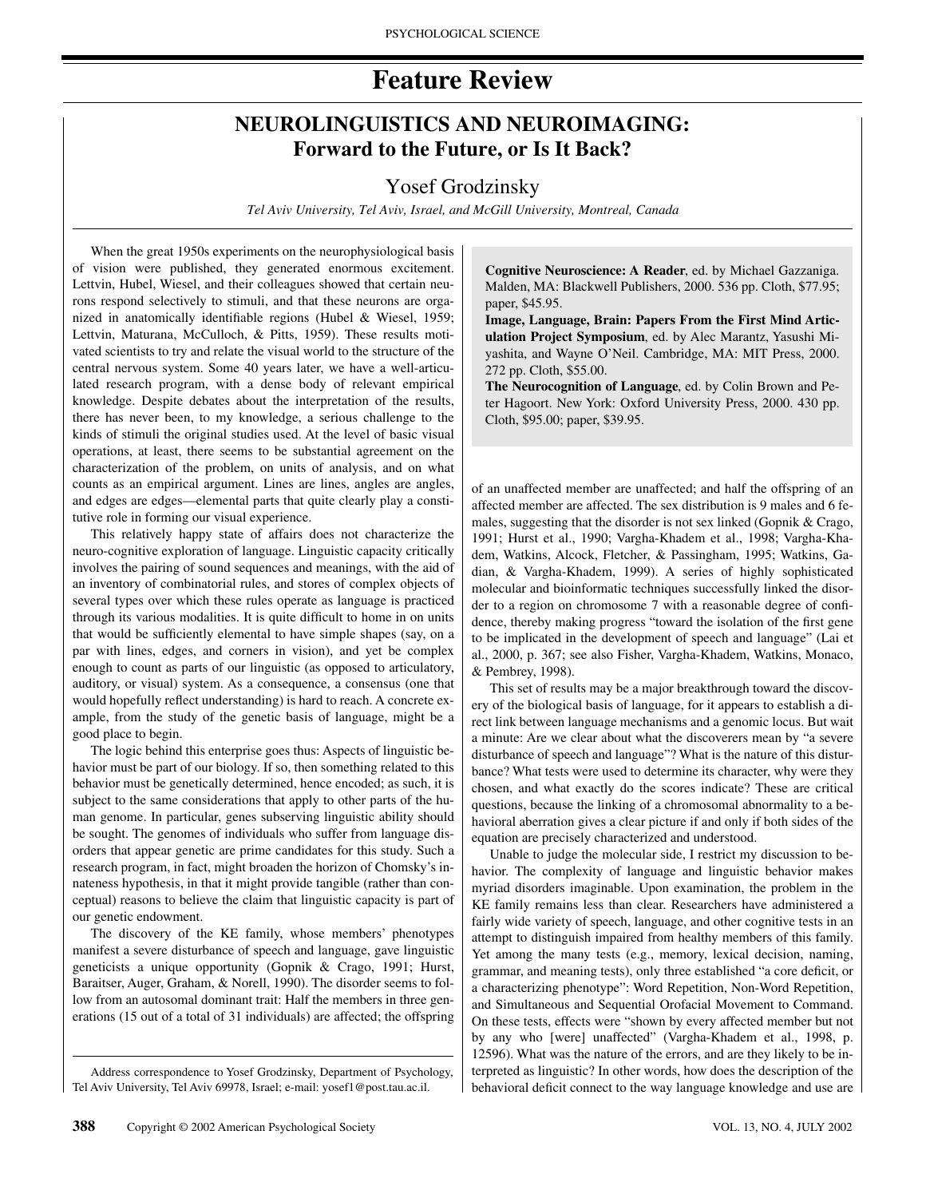# Feature Review

## NEUROLINGUISTICS AND NEUROIMAGING: Forward to the Future, or Is It Back?

Yosef Grodzinsky

*Tel Aviv University, Tel Aviv, Israel, and McGill University, Montreal, Canada*

**Cognitive Neuroscience: A Reader**, ed. by Michael Gazzaniga. Malden, MA: Blackwell Publishers, 2000. 536 pp. Cloth, $77.95; paper, $45.95.

**Image, Language, Brain: Papers From the First Mind Articulation Project Symposium**, ed. by Alec Marantz, Yasushi Miyashita, and Wayne O'Neil. Cambridge, MA: MIT Press, 2000. 272 pp. Cloth, $55.00.

**The Neurocognition of Language**, ed. by Colin Brown and Peter Hagoort. New York: Oxford University Press, 2000. 430 pp. Cloth, $95.00; paper, $39.95.

When the great 1950s experiments on the neurophysiological basis of vision were published, they generated enormous excitement. Lettvin, Hubel, Wiesel, and their colleagues showed that certain neurons respond selectively to stimuli, and that these neurons are organized in anatomically identifiable regions (Hubel & Wiesel, 1959; Lettvin, Maturana, McCulloch, & Pitts, 1959). These results motivated scientists to try and relate the visual world to the structure of the central nervous system. Some 40 years later, we have a well-articulated research program, with a dense body of relevant empirical knowledge. Despite debates about the interpretation of the results, there has never been, to my knowledge, a serious challenge to the kinds of stimuli the original studies used. At the level of basic visual operations, at least, there seems to be substantial agreement on the characterization of the problem, on units of analysis, and on what counts as an empirical argument. Lines are lines, angles are angles, and edges are edges—elemental parts that quite clearly play a constitutive role in forming our visual experience.

This relatively happy state of affairs does not characterize the neuro-cognitive exploration of language. Linguistic capacity critically involves the pairing of sound sequences and meanings, with the aid of an inventory of combinatorial rules, and stores of complex objects of several types over which these rules operate as language is practiced through its various modalities. It is quite difficult to home in on units that would be sufficiently elemental to have simple shapes (say, on a par with lines, edges, and corners in vision), and yet be complex enough to count as parts of our linguistic (as opposed to articulatory, auditory, or visual) system. As a consequence, a consensus (one that would hopefully reflect understanding) is hard to reach. A concrete example, from the study of the genetic basis of language, might be a good place to begin.

The logic behind this enterprise goes thus: Aspects of linguistic behavior must be part of our biology. If so, then something related to this behavior must be genetically determined, hence encoded; as such, it is subject to the same considerations that apply to other parts of the human genome. In particular, genes subserving linguistic ability should be sought. The genomes of individuals who suffer from language disorders that appear genetic are prime candidates for this study. Such a research program, in fact, might broaden the horizon of Chomsky's innateness hypothesis, in that it might provide tangible (rather than conceptual) reasons to believe the claim that linguistic capacity is part of our genetic endowment.

The discovery of the KE family, whose members' phenotypes manifest a severe disturbance of speech and language, gave linguistic geneticists a unique opportunity (Gopnik & Crago, 1991; Hurst, Baraitser, Auger, Graham, & Norell, 1990). The disorder seems to follow from an autosomal dominant trait: Half the members in three generations (15 out of a total of 31 individuals) are affected; the offspring of an unaffected member are unaffected; and half the offspring of an affected member are affected. The sex distribution is 9 males and 6 females, suggesting that the disorder is not sex linked (Gopnik & Crago, 1991; Hurst et al., 1990; Vargha-Khadem et al., 1998; Vargha-Khadem, Watkins, Alcock, Fletcher, & Passingham, 1995; Watkins, Gadian, & Vargha-Khadem, 1999). A series of highly sophisticated molecular and bioinformatic techniques successfully linked the disorder to a region on chromosome 7 with a reasonable degree of confidence, thereby making progress "toward the isolation of the first gene to be implicated in the development of speech and language" (Lai et al., 2000, p. 367; see also Fisher, Vargha-Khadem, Watkins, Monaco, & Pembrey, 1998).

This set of results may be a major breakthrough toward the discovery of the biological basis of language, for it appears to establish a direct link between language mechanisms and a genomic locus. But wait a minute: Are we clear about what the discoverers mean by "a severe disturbance of speech and language"? What is the nature of this disturbance? What tests were used to determine its character, why were they chosen, and what exactly do the scores indicate? These are critical questions, because the linking of a chromosomal abnormality to a behavioral aberration gives a clear picture if and only if both sides of the equation are precisely characterized and understood.

Unable to judge the molecular side, I restrict my discussion to behavior. The complexity of language and linguistic behavior makes myriad disorders imaginable. Upon examination, the problem in the KE family remains less than clear. Researchers have administered a fairly wide variety of speech, language, and other cognitive tests in an attempt to distinguish impaired from healthy members of this family. Yet among the many tests (e.g., memory, lexical decision, naming, grammar, and meaning tests), only three established "a core deficit, or a characterizing phenotype": Word Repetition, Non-Word Repetition, and Simultaneous and Sequential Orofacial Movement to Command. On these tests, effects were "shown by every affected member but not by any who [were] unaffected" (Vargha-Khadem et al., 1998, p. 12596). What was the nature of the errors, and are they likely to be interpreted as linguistic? In other words, how does the description of the behavioral deficit connect to the way language knowledge and use are

---

Address correspondence to Yosef Grodzinsky, Department of Psychology, Tel Aviv University, Tel Aviv 69978, Israel; e-mail: yosef1@post.tau.ac.il.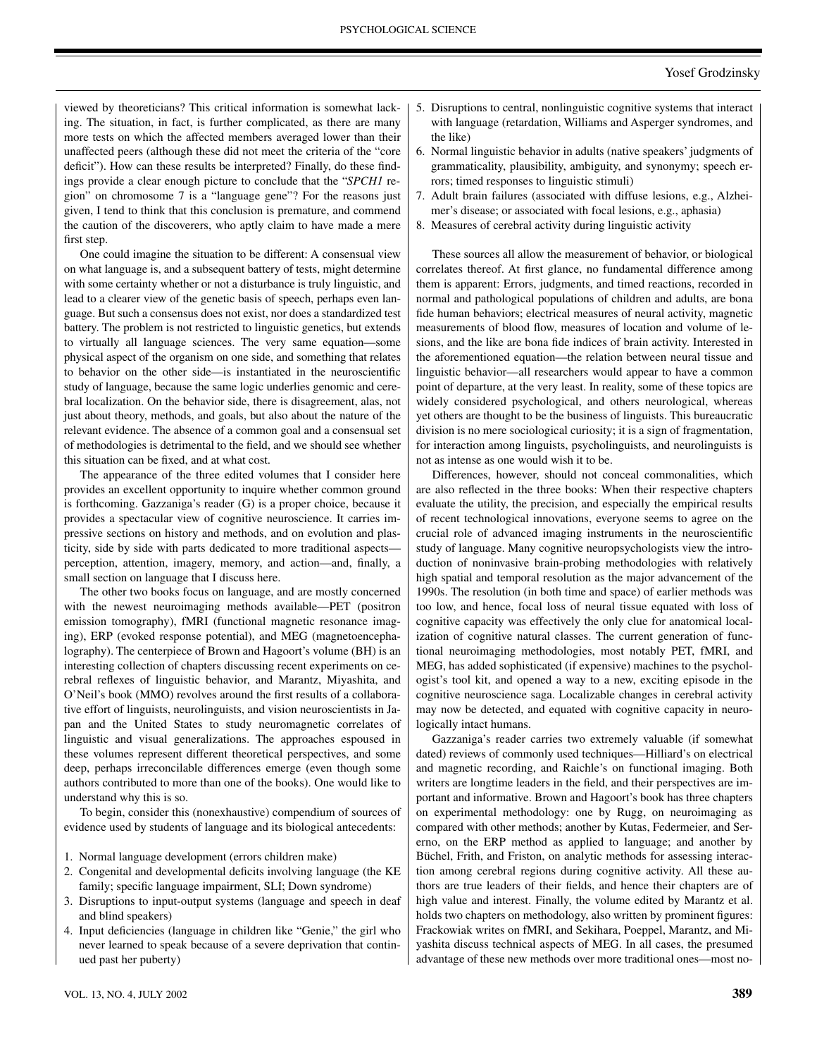viewed by theoreticians? This critical information is somewhat lacking. The situation, in fact, is further complicated, as there are many more tests on which the affected members averaged lower than their unaffected peers (although these did not meet the criteria of the "core deficit"). How can these results be interpreted? Finally, do these findings provide a clear enough picture to conclude that the "*SPCH1* region" on chromosome 7 is a "language gene"? For the reasons just given, I tend to think that this conclusion is premature, and commend the caution of the discoverers, who aptly claim to have made a mere first step.

One could imagine the situation to be different: A consensual view on what language is, and a subsequent battery of tests, might determine with some certainty whether or not a disturbance is truly linguistic, and lead to a clearer view of the genetic basis of speech, perhaps even language. But such a consensus does not exist, nor does a standardized test battery. The problem is not restricted to linguistic genetics, but extends to virtually all language sciences. The very same equation—some physical aspect of the organism on one side, and something that relates to behavior on the other side—is instantiated in the neuroscientific study of language, because the same logic underlies genomic and cerebral localization. On the behavior side, there is disagreement, alas, not just about theory, methods, and goals, but also about the nature of the relevant evidence. The absence of a common goal and a consensual set of methodologies is detrimental to the field, and we should see whether this situation can be fixed, and at what cost.

The appearance of the three edited volumes that I consider here provides an excellent opportunity to inquire whether common ground is forthcoming. Gazzaniga's reader (G) is a proper choice, because it provides a spectacular view of cognitive neuroscience. It carries impressive sections on history and methods, and on evolution and plasticity, side by side with parts dedicated to more traditional aspects—perception, attention, imagery, memory, and action—and, finally, a small section on language that I discuss here.

The other two books focus on language, and are mostly concerned with the newest neuroimaging methods available—PET (positron emission tomography), fMRI (functional magnetic resonance imaging), ERP (evoked response potential), and MEG (magnetoencephalography). The centerpiece of Brown and Hagoort's volume (BH) is an interesting collection of chapters discussing recent experiments on cerebral reflexes of linguistic behavior, and Marantz, Miyashita, and O'Neil's book (MMO) revolves around the first results of a collaborative effort of linguists, neurolinguists, and vision neuroscientists in Japan and the United States to study neuromagnetic correlates of linguistic and visual generalizations. The approaches espoused in these volumes represent different theoretical perspectives, and some deep, perhaps irreconcilable differences emerge (even though some authors contributed to more than one of the books). One would like to understand why this is so.

To begin, consider this (nonexhaustive) compendium of sources of evidence used by students of language and its biological antecedents:

1. Normal language development (errors children make)
2. Congenital and developmental deficits involving language (the KE family; specific language impairment, SLI; Down syndrome)
3. Disruptions to input-output systems (language and speech in deaf and blind speakers)
4. Input deficiencies (language in children like "Genie," the girl who never learned to speak because of a severe deprivation that continued past her puberty)
5. Disruptions to central, nonlinguistic cognitive systems that interact with language (retardation, Williams and Asperger syndromes, and the like)
6. Normal linguistic behavior in adults (native speakers' judgments of grammaticality, plausibility, ambiguity, and synonymy; speech errors; timed responses to linguistic stimuli)
7. Adult brain failures (associated with diffuse lesions, e.g., Alzheimer's disease; or associated with focal lesions, e.g., aphasia)
8. Measures of cerebral activity during linguistic activity

These sources all allow the measurement of behavior, or biological correlates thereof. At first glance, no fundamental difference among them is apparent: Errors, judgments, and timed reactions, recorded in normal and pathological populations of children and adults, are bona fide human behaviors; electrical measures of neural activity, magnetic measurements of blood flow, measures of location and volume of lesions, and the like are bona fide indices of brain activity. Interested in the aforementioned equation—the relation between neural tissue and linguistic behavior—all researchers would appear to have a common point of departure, at the very least. In reality, some of these topics are widely considered psychological, and others neurological, whereas yet others are thought to be the business of linguists. This bureaucratic division is no mere sociological curiosity; it is a sign of fragmentation, for interaction among linguists, psycholinguists, and neurolinguists is not as intense as one would wish it to be.

Differences, however, should not conceal commonalities, which are also reflected in the three books: When their respective chapters evaluate the utility, the precision, and especially the empirical results of recent technological innovations, everyone seems to agree on the crucial role of advanced imaging instruments in the neuroscientific study of language. Many cognitive neuropsychologists view the introduction of noninvasive brain-probing methodologies with relatively high spatial and temporal resolution as the major advancement of the 1990s. The resolution (in both time and space) of earlier methods was too low, and hence, focal loss of neural tissue equated with loss of cognitive capacity was effectively the only clue for anatomical localization of cognitive natural classes. The current generation of functional neuroimaging methodologies, most notably PET, fMRI, and MEG, has added sophisticated (if expensive) machines to the psychologist's tool kit, and opened a way to a new, exciting episode in the cognitive neuroscience saga. Localizable changes in cerebral activity may now be detected, and equated with cognitive capacity in neurologically intact humans.

Gazzaniga's reader carries two extremely valuable (if somewhat dated) reviews of commonly used techniques—Hilliard's on electrical and magnetic recording, and Raichle's on functional imaging. Both writers are longtime leaders in the field, and their perspectives are important and informative. Brown and Hagoort's book has three chapters on experimental methodology: one by Rugg, on neuroimaging as compared with other methods; another by Kutas, Federmeier, and Sererno, on the ERP method as applied to language; and another by Büchel, Frith, and Friston, on analytic methods for assessing interaction among cerebral regions during cognitive activity. All these authors are true leaders of their fields, and hence their chapters are of high value and interest. Finally, the volume edited by Marantz et al. holds two chapters on methodology, also written by prominent figures: Frackowiak writes on fMRI, and Sekihara, Poeppel, Marantz, and Miyashita discuss technical aspects of MEG. In all cases, the presumed advantage of these new methods over more traditional ones—most no-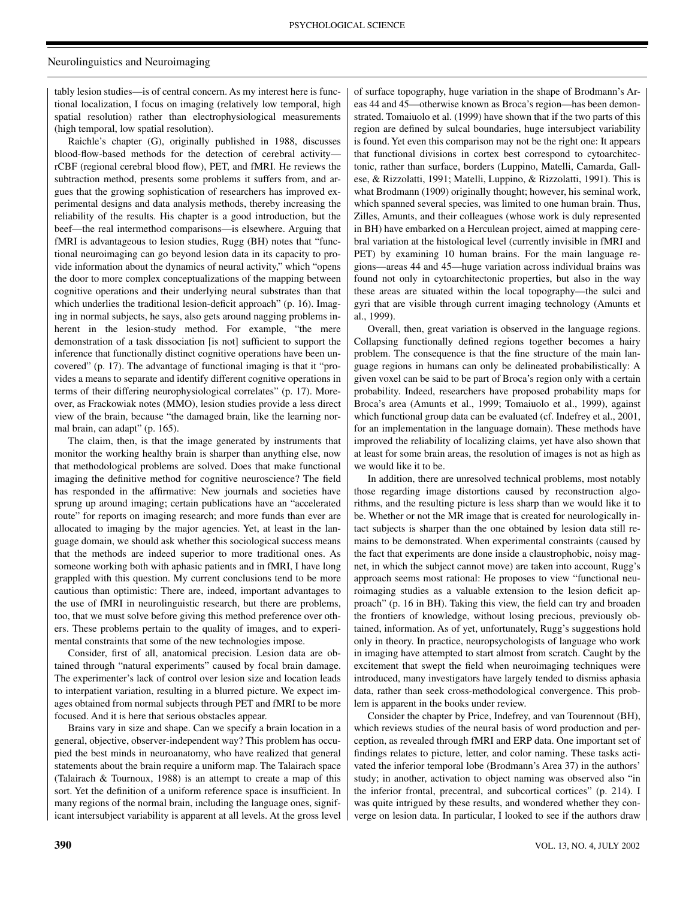tably lesion studies—is of central concern. As my interest here is functional localization, I focus on imaging (relatively low temporal, high spatial resolution) rather than electrophysiological measurements (high temporal, low spatial resolution).

Raichle's chapter (G), originally published in 1988, discusses blood-flow-based methods for the detection of cerebral activity—rCBF (regional cerebral blood flow), PET, and fMRI. He reviews the subtraction method, presents some problems it suffers from, and argues that the growing sophistication of researchers has improved experimental designs and data analysis methods, thereby increasing the reliability of the results. His chapter is a good introduction, but the beef—the real intermethod comparisons—is elsewhere. Arguing that fMRI is advantageous to lesion studies, Rugg (BH) notes that "functional neuroimaging can go beyond lesion data in its capacity to provide information about the dynamics of neural activity," which "opens the door to more complex conceptualizations of the mapping between cognitive operations and their underlying neural substrates than that which underlies the traditional lesion-deficit approach" (p. 16). Imaging in normal subjects, he says, also gets around nagging problems inherent in the lesion-study method. For example, "the mere demonstration of a task dissociation [is not] sufficient to support the inference that functionally distinct cognitive operations have been uncovered" (p. 17). The advantage of functional imaging is that it "provides a means to separate and identify different cognitive operations in terms of their differing neurophysiological correlates" (p. 17). Moreover, as Frackowiak notes (MMO), lesion studies provide a less direct view of the brain, because "the damaged brain, like the learning normal brain, can adapt" (p. 165).

The claim, then, is that the image generated by instruments that monitor the working healthy brain is sharper than anything else, now that methodological problems are solved. Does that make functional imaging the definitive method for cognitive neuroscience? The field has responded in the affirmative: New journals and societies have sprung up around imaging; certain publications have an "accelerated route" for reports on imaging research; and more funds than ever are allocated to imaging by the major agencies. Yet, at least in the language domain, we should ask whether this sociological success means that the methods are indeed superior to more traditional ones. As someone working both with aphasic patients and in fMRI, I have long grappled with this question. My current conclusions tend to be more cautious than optimistic: There are, indeed, important advantages to the use of fMRI in neurolinguistic research, but there are problems, too, that we must solve before giving this method preference over others. These problems pertain to the quality of images, and to experimental constraints that some of the new technologies impose.

Consider, first of all, anatomical precision. Lesion data are obtained through "natural experiments" caused by focal brain damage. The experimenter's lack of control over lesion size and location leads to interpatient variation, resulting in a blurred picture. We expect images obtained from normal subjects through PET and fMRI to be more focused. And it is here that serious obstacles appear.

Brains vary in size and shape. Can we specify a brain location in a general, objective, observer-independent way? This problem has occupied the best minds in neuroanatomy, who have realized that general statements about the brain require a uniform map. The Talairach space (Talairach & Tournoux, 1988) is an attempt to create a map of this sort. Yet the definition of a uniform reference space is insufficient. In many regions of the normal brain, including the language ones, significant intersubject variability is apparent at all levels. At the gross level of surface topography, huge variation in the shape of Brodmann's Areas 44 and 45—otherwise known as Broca's region—has been demonstrated. Tomaiuolo et al. (1999) have shown that if the two parts of this region are defined by sulcal boundaries, huge intersubject variability is found. Yet even this comparison may not be the right one: It appears that functional divisions in cortex best correspond to cytoarchitectonic, rather than surface, borders (Luppino, Matelli, Camarda, Gallese, & Rizzolatti, 1991; Matelli, Luppino, & Rizzolatti, 1991). This is what Brodmann (1909) originally thought; however, his seminal work, which spanned several species, was limited to one human brain. Thus, Zilles, Amunts, and their colleagues (whose work is duly represented in BH) have embarked on a Herculean project, aimed at mapping cerebral variation at the histological level (currently invisible in fMRI and PET) by examining 10 human brains. For the main language regions—areas 44 and 45—huge variation across individual brains was found not only in cytoarchitectonic properties, but also in the way these areas are situated within the local topography—the sulci and gyri that are visible through current imaging technology (Amunts et al., 1999).

Overall, then, great variation is observed in the language regions. Collapsing functionally defined regions together becomes a hairy problem. The consequence is that the fine structure of the main language regions in humans can only be delineated probabilistically: A given voxel can be said to be part of Broca's region only with a certain probability. Indeed, researchers have proposed probability maps for Broca's area (Amunts et al., 1999; Tomaiuolo et al., 1999), against which functional group data can be evaluated (cf. Indefrey et al., 2001, for an implementation in the language domain). These methods have improved the reliability of localizing claims, yet have also shown that at least for some brain areas, the resolution of images is not as high as we would like it to be.

In addition, there are unresolved technical problems, most notably those regarding image distortions caused by reconstruction algorithms, and the resulting picture is less sharp than we would like it to be. Whether or not the MR image that is created for neurologically intact subjects is sharper than the one obtained by lesion data still remains to be demonstrated. When experimental constraints (caused by the fact that experiments are done inside a claustrophobic, noisy magnet, in which the subject cannot move) are taken into account, Rugg's approach seems most rational: He proposes to view "functional neuroimaging studies as a valuable extension to the lesion deficit approach" (p. 16 in BH). Taking this view, the field can try and broaden the frontiers of knowledge, without losing precious, previously obtained, information. As of yet, unfortunately, Rugg's suggestions hold only in theory. In practice, neuropsychologists of language who work in imaging have attempted to start almost from scratch. Caught by the excitement that swept the field when neuroimaging techniques were introduced, many investigators have largely tended to dismiss aphasia data, rather than seek cross-methodological convergence. This problem is apparent in the books under review.

Consider the chapter by Price, Indefrey, and van Tourennout (BH), which reviews studies of the neural basis of word production and perception, as revealed through fMRI and ERP data. One important set of findings relates to picture, letter, and color naming. These tasks activated the inferior temporal lobe (Brodmann's Area 37) in the authors' study; in another, activation to object naming was observed also "in the inferior frontal, precentral, and subcortical cortices" (p. 214). I was quite intrigued by these results, and wondered whether they converge on lesion data. In particular, I looked to see if the authors draw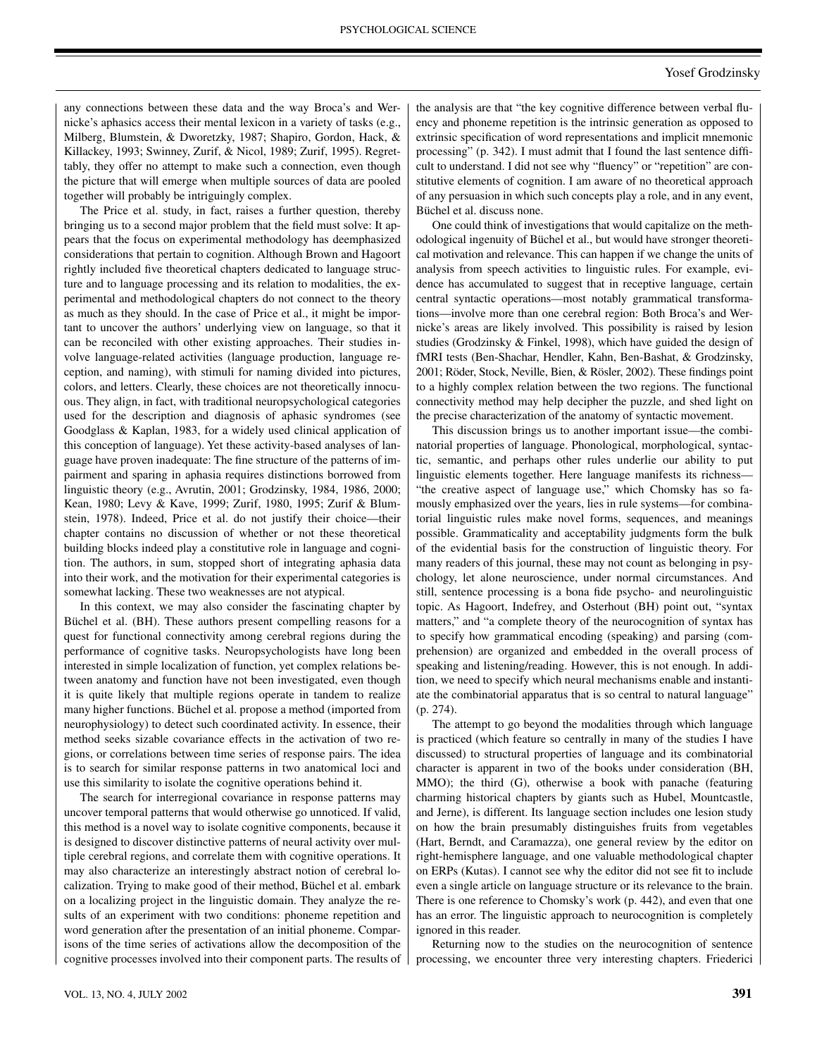any connections between these data and the way Broca's and Wernicke's aphasics access their mental lexicon in a variety of tasks (e.g., Milberg, Blumstein, & Dworetzky, 1987; Shapiro, Gordon, Hack, & Killackey, 1993; Swinney, Zurif, & Nicol, 1989; Zurif, 1995). Regrettably, they offer no attempt to make such a connection, even though the picture that will emerge when multiple sources of data are pooled together will probably be intriguingly complex.

The Price et al. study, in fact, raises a further question, thereby bringing us to a second major problem that the field must solve: It appears that the focus on experimental methodology has deemphasized considerations that pertain to cognition. Although Brown and Hagoort rightly included five theoretical chapters dedicated to language structure and to language processing and its relation to modalities, the experimental and methodological chapters do not connect to the theory as much as they should. In the case of Price et al., it might be important to uncover the authors' underlying view on language, so that it can be reconciled with other existing approaches. Their studies involve language-related activities (language production, language reception, and naming), with stimuli for naming divided into pictures, colors, and letters. Clearly, these choices are not theoretically innocuous. They align, in fact, with traditional neuropsychological categories used for the description and diagnosis of aphasic syndromes (see Goodglass & Kaplan, 1983, for a widely used clinical application of this conception of language). Yet these activity-based analyses of language have proven inadequate: The fine structure of the patterns of impairment and sparing in aphasia requires distinctions borrowed from linguistic theory (e.g., Avrutin, 2001; Grodzinsky, 1984, 1986, 2000; Kean, 1980; Levy & Kave, 1999; Zurif, 1980, 1995; Zurif & Blumstein, 1978). Indeed, Price et al. do not justify their choice—their chapter contains no discussion of whether or not these theoretical building blocks indeed play a constitutive role in language and cognition. The authors, in sum, stopped short of integrating aphasia data into their work, and the motivation for their experimental categories is somewhat lacking. These two weaknesses are not atypical.

In this context, we may also consider the fascinating chapter by Büchel et al. (BH). These authors present compelling reasons for a quest for functional connectivity among cerebral regions during the performance of cognitive tasks. Neuropsychologists have long been interested in simple localization of function, yet complex relations between anatomy and function have not been investigated, even though it is quite likely that multiple regions operate in tandem to realize many higher functions. Büchel et al. propose a method (imported from neurophysiology) to detect such coordinated activity. In essence, their method seeks sizable covariance effects in the activation of two regions, or correlations between time series of response pairs. The idea is to search for similar response patterns in two anatomical loci and use this similarity to isolate the cognitive operations behind it.

The search for interregional covariance in response patterns may uncover temporal patterns that would otherwise go unnoticed. If valid, this method is a novel way to isolate cognitive components, because it is designed to discover distinctive patterns of neural activity over multiple cerebral regions, and correlate them with cognitive operations. It may also characterize an interestingly abstract notion of cerebral localization. Trying to make good of their method, Büchel et al. embark on a localizing project in the linguistic domain. They analyze the results of an experiment with two conditions: phoneme repetition and word generation after the presentation of an initial phoneme. Comparisons of the time series of activations allow the decomposition of the cognitive processes involved into their component parts. The results of the analysis are that "the key cognitive difference between verbal fluency and phoneme repetition is the intrinsic generation as opposed to extrinsic specification of word representations and implicit mnemonic processing" (p. 342). I must admit that I found the last sentence difficult to understand. I did not see why "fluency" or "repetition" are constitutive elements of cognition. I am aware of no theoretical approach of any persuasion in which such concepts play a role, and in any event, Büchel et al. discuss none.

One could think of investigations that would capitalize on the methodological ingenuity of Büchel et al., but would have stronger theoretical motivation and relevance. This can happen if we change the units of analysis from speech activities to linguistic rules. For example, evidence has accumulated to suggest that in receptive language, certain central syntactic operations—most notably grammatical transformations—involve more than one cerebral region: Both Broca's and Wernicke's areas are likely involved. This possibility is raised by lesion studies (Grodzinsky & Finkel, 1998), which have guided the design of fMRI tests (Ben-Shachar, Hendler, Kahn, Ben-Bashat, & Grodzinsky, 2001; Röder, Stock, Neville, Bien, & Rösler, 2002). These findings point to a highly complex relation between the two regions. The functional connectivity method may help decipher the puzzle, and shed light on the precise characterization of the anatomy of syntactic movement.

This discussion brings us to another important issue—the combinatorial properties of language. Phonological, morphological, syntactic, semantic, and perhaps other rules underlie our ability to put linguistic elements together. Here language manifests its richness—"the creative aspect of language use," which Chomsky has so famously emphasized over the years, lies in rule systems—for combinatorial linguistic rules make novel forms, sequences, and meanings possible. Grammaticality and acceptability judgments form the bulk of the evidential basis for the construction of linguistic theory. For many readers of this journal, these may not count as belonging in psychology, let alone neuroscience, under normal circumstances. And still, sentence processing is a bona fide psycho- and neurolinguistic topic. As Hagoort, Indefrey, and Osterhout (BH) point out, "syntax matters," and "a complete theory of the neurocognition of syntax has to specify how grammatical encoding (speaking) and parsing (comprehension) are organized and embedded in the overall process of speaking and listening/reading. However, this is not enough. In addition, we need to specify which neural mechanisms enable and instantiate the combinatorial apparatus that is so central to natural language" (p. 274).

The attempt to go beyond the modalities through which language is practiced (which feature so centrally in many of the studies I have discussed) to structural properties of language and its combinatorial character is apparent in two of the books under consideration (BH, MMO); the third (G), otherwise a book with panache (featuring charming historical chapters by giants such as Hubel, Mountcastle, and Jerne), is different. Its language section includes one lesion study on how the brain presumably distinguishes fruits from vegetables (Hart, Berndt, and Caramazza), one general review by the editor on right-hemisphere language, and one valuable methodological chapter on ERPs (Kutas). I cannot see why the editor did not see fit to include even a single article on language structure or its relevance to the brain. There is one reference to Chomsky's work (p. 442), and even that one has an error. The linguistic approach to neurocognition is completely ignored in this reader.

Returning now to the studies on the neurocognition of sentence processing, we encounter three very interesting chapters. Friederici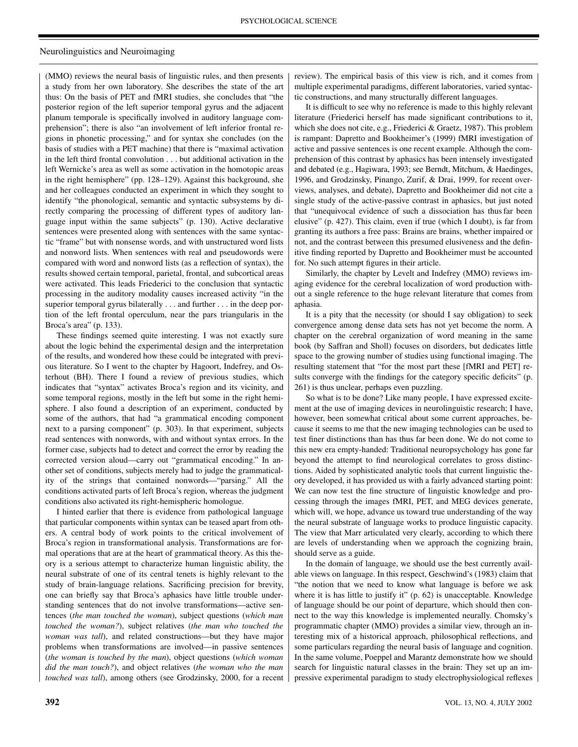(MMO) reviews the neural basis of linguistic rules, and then presents a study from her own laboratory. She describes the state of the art thus: On the basis of PET and fMRI studies, she concludes that "the posterior region of the left superior temporal gyrus and the adjacent planum temporale is specifically involved in auditory language comprehension"; there is also "an involvement of left inferior frontal regions in phonetic processing," and for syntax she concludes (on the basis of studies with a PET machine) that there is "maximal activation in the left third frontal convolution . . . but additional activation in the left Wernicke's area as well as some activation in the homotopic areas in the right hemisphere" (pp. 128–129). Against this background, she and her colleagues conducted an experiment in which they sought to identify "the phonological, semantic and syntactic subsystems by directly comparing the processing of different types of auditory language input within the same subjects" (p. 130). Active declarative sentences were presented along with sentences with the same syntactic "frame" but with nonsense words, and with unstructured word lists and nonword lists. When sentences with real and pseudowords were compared with word and nonword lists (as a reflection of syntax), the results showed certain temporal, parietal, frontal, and subcortical areas were activated. This leads Friederici to the conclusion that syntactic processing in the auditory modality causes increased activity "in the superior temporal gyrus bilaterally . . . and further . . . in the deep portion of the left frontal operculum, near the pars triangularis in the Broca's area" (p. 133).

These findings seemed quite interesting. I was not exactly sure about the logic behind the experimental design and the interpretation of the results, and wondered how these could be integrated with previous literature. So I went to the chapter by Hagoort, Indefrey, and Osterhout (BH). There I found a review of previous studies, which indicates that "syntax" activates Broca's region and its vicinity, and some temporal regions, mostly in the left but some in the right hemisphere. I also found a description of an experiment, conducted by some of the authors, that had "a grammatical encoding component next to a parsing component" (p. 303). In that experiment, subjects read sentences with nonwords, with and without syntax errors. In the former case, subjects had to detect and correct the error by reading the corrected version aloud—carry out "grammatical encoding." In another set of conditions, subjects merely had to judge the grammaticality of the strings that contained nonwords—"parsing." All the conditions activated parts of left Broca's region, whereas the judgment conditions also activated its right-hemispheric homologue.

I hinted earlier that there is evidence from pathological language that particular components within syntax can be teased apart from others. A central body of work points to the critical involvement of Broca's region in transformational analysis. Transformations are formal operations that are at the heart of grammatical theory. As this theory is a serious attempt to characterize human linguistic ability, the neural substrate of one of its central tenets is highly relevant to the study of brain-language relations. Sacrificing precision for brevity, one can briefly say that Broca's aphasics have little trouble understanding sentences that do not involve transformations—active sentences (*the man touched the woman*), subject questions (*which man touched the woman?*), subject relatives (*the man who touched the woman was tall*), and related constructions—but they have major problems when transformations are involved—in passive sentences (*the woman is touched by the man*), object questions (*which woman did the man touch?*), and object relatives (*the woman who the man touched was tall*), among others (see Grodzinsky, 2000, for a recent review). The empirical basis of this view is rich, and it comes from multiple experimental paradigms, different laboratories, varied syntactic constructions, and many structurally different languages.

It is difficult to see why no reference is made to this highly relevant literature (Friederici herself has made significant contributions to it, which she does not cite, e.g., Friederici & Graetz, 1987). This problem is rampant: Dapretto and Bookheimer's (1999) fMRI investigation of active and passive sentences is one recent example. Although the comprehension of this contrast by aphasics has been intensely investigated and debated (e.g., Hagiwara, 1993; see Berndt, Mitchum, & Haedinges, 1996, and Grodzinsky, Pinango, Zurif, & Drai, 1999, for recent overviews, analyses, and debate), Dapretto and Bookheimer did not cite a single study of the active-passive contrast in aphasics, but just noted that "unequivocal evidence of such a dissociation has thus far been elusive" (p. 427). This claim, even if true (which I doubt), is far from granting its authors a free pass: Brains are brains, whether impaired or not, and the contrast between this presumed elusiveness and the definitive finding reported by Dapretto and Bookheimer must be accounted for. No such attempt figures in their article.

Similarly, the chapter by Levelt and Indefrey (MMO) reviews imaging evidence for the cerebral localization of word production without a single reference to the huge relevant literature that comes from aphasia.

It is a pity that the necessity (or should I say obligation) to seek convergence among dense data sets has not yet become the norm. A chapter on the cerebral organization of word meaning in the same book (by Saffran and Sholl) focuses on disorders, but dedicates little space to the growing number of studies using functional imaging. The resulting statement that "for the most part these [fMRI and PET] results converge with the findings for the category specific deficits" (p. 261) is thus unclear, perhaps even puzzling.

So what is to be done? Like many people, I have expressed excitement at the use of imaging devices in neurolinguistic research; I have, however, been somewhat critical about some current approaches, because it seems to me that the new imaging technologies can be used to test finer distinctions than has thus far been done. We do not come to this new era empty-handed: Traditional neuropsychology has gone far beyond the attempt to find neurological correlates to gross distinctions. Aided by sophisticated analytic tools that current linguistic theory developed, it has provided us with a fairly advanced starting point: We can now test the fine structure of linguistic knowledge and processing through the images fMRI, PET, and MEG devices generate, which will, we hope, advance us toward true understanding of the way the neural substrate of language works to produce linguistic capacity. The view that Marr articulated very clearly, according to which there are levels of understanding when we approach the cognizing brain, should serve as a guide.

In the domain of language, we should use the best currently available views on language. In this respect, Geschwind's (1983) claim that "the notion that we need to know what language is before we ask where it is has little to justify it" (p. 62) is unacceptable. Knowledge of language should be our point of departure, which should then connect to the way this knowledge is implemented neurally. Chomsky's programmatic chapter (MMO) provides a similar view, through an interesting mix of a historical approach, philosophical reflections, and some particulars regarding the neural basis of language and cognition. In the same volume, Poeppel and Marantz demonstrate how we should search for linguistic natural classes in the brain: They set up an impressive experimental paradigm to study electrophysiological reflexes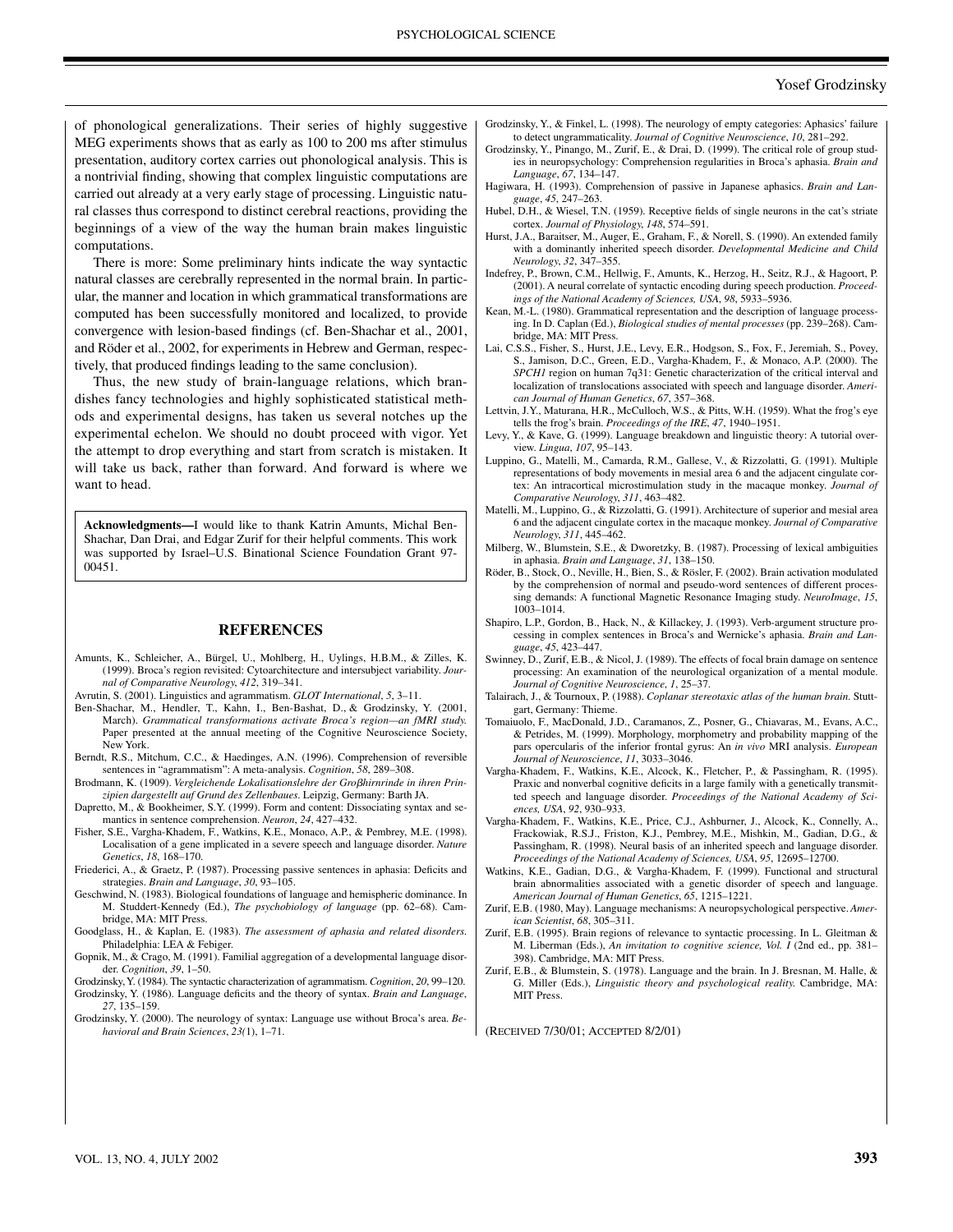of phonological generalizations. Their series of highly suggestive MEG experiments shows that as early as 100 to 200 ms after stimulus presentation, auditory cortex carries out phonological analysis. This is a nontrivial finding, showing that complex linguistic computations are carried out already at a very early stage of processing. Linguistic natural classes thus correspond to distinct cerebral reactions, providing the beginnings of a view of the way the human brain makes linguistic computations.

There is more: Some preliminary hints indicate the way syntactic natural classes are cerebrally represented in the normal brain. In particular, the manner and location in which grammatical transformations are computed has been successfully monitored and localized, to provide convergence with lesion-based findings (cf. Ben-Shachar et al., 2001, and Röder et al., 2002, for experiments in Hebrew and German, respectively, that produced findings leading to the same conclusion).

Thus, the new study of brain-language relations, which brandishes fancy technologies and highly sophisticated statistical methods and experimental designs, has taken us several notches up the experimental echelon. We should no doubt proceed with vigor. Yet the attempt to drop everything and start from scratch is mistaken. It will take us back, rather than forward. And forward is where we want to head.

**Acknowledgments—**I would like to thank Katrin Amunts, Michal Ben-Shachar, Dan Drai, and Edgar Zurif for their helpful comments. This work was supported by Israel–U.S. Binational Science Foundation Grant 97-00451.

## REFERENCES

Amunts, K., Schleicher, A., Bürgel, U., Mohlberg, H., Uylings, H.B.M., & Zilles, K. (1999). Broca's region revisited: Cytoarchitecture and intersubject variability. *Journal of Comparative Neurology*, *412*, 319–341.

Avrutin, S. (2001). Linguistics and agrammatism. *GLOT International*, *5*, 3–11.

Ben-Shachar, M., Hendler, T., Kahn, I., Ben-Bashat, D., & Grodzinsky, Y. (2001, March). *Grammatical transformations activate Broca's region—an fMRI study.* Paper presented at the annual meeting of the Cognitive Neuroscience Society, New York.

Berndt, R.S., Mitchum, C.C., & Haedinges, A.N. (1996). Comprehension of reversible sentences in "agrammatism": A meta-analysis. *Cognition*, *58*, 289–308.

Brodmann, K. (1909). *Vergleichende Lokalisationslehre der Groβhirnrinde in ihren Prinzipien dargestellt auf Grund des Zellenbaues*. Leipzig, Germany: Barth JA.

Dapretto, M., & Bookheimer, S.Y. (1999). Form and content: Dissociating syntax and semantics in sentence comprehension. *Neuron*, *24*, 427–432.

Fisher, S.E., Vargha-Khadem, F., Watkins, K.E., Monaco, A.P., & Pembrey, M.E. (1998). Localisation of a gene implicated in a severe speech and language disorder. *Nature Genetics*, *18*, 168–170.

Friederici, A., & Graetz, P. (1987). Processing passive sentences in aphasia: Deficits and strategies. *Brain and Language*, *30*, 93–105.

Geschwind, N. (1983). Biological foundations of language and hemispheric dominance. In M. Studdert-Kennedy (Ed.), *The psychobiology of language* (pp. 62–68). Cambridge, MA: MIT Press.

Goodglass, H., & Kaplan, E. (1983). *The assessment of aphasia and related disorders.* Philadelphia: LEA & Febiger.

Gopnik, M., & Crago, M. (1991). Familial aggregation of a developmental language disorder. *Cognition*, *39*, 1–50.

Grodzinsky, Y. (1984). The syntactic characterization of agrammatism. *Cognition*, *20*, 99–120.

Grodzinsky, Y. (1986). Language deficits and the theory of syntax. *Brain and Language*, *27*, 135–159.

Grodzinsky, Y. (2000). The neurology of syntax: Language use without Broca's area. *Behavioral and Brain Sciences*, *23*(1), 1–71.

Grodzinsky, Y., & Finkel, L. (1998). The neurology of empty categories: Aphasics' failure to detect ungrammaticality. *Journal of Cognitive Neuroscience*, *10*, 281–292.

Grodzinsky, Y., Pinango, M., Zurif, E., & Drai, D. (1999). The critical role of group studies in neuropsychology: Comprehension regularities in Broca's aphasia. *Brain and Language*, *67*, 134–147.

Hagiwara, H. (1993). Comprehension of passive in Japanese aphasics. *Brain and Language*, *45*, 247–263.

Hubel, D.H., & Wiesel, T.N. (1959). Receptive fields of single neurons in the cat's striate cortex. *Journal of Physiology*, *148*, 574–591.

Hurst, J.A., Baraitser, M., Auger, E., Graham, F., & Norell, S. (1990). An extended family with a dominantly inherited speech disorder. *Developmental Medicine and Child Neurology*, *32*, 347–355.

Indefrey, P., Brown, C.M., Hellwig, F., Amunts, K., Herzog, H., Seitz, R.J., & Hagoort, P. (2001). A neural correlate of syntactic encoding during speech production. *Proceedings of the National Academy of Sciences, USA*, *98*, 5933–5936.

Kean, M.-L. (1980). Grammatical representation and the description of language processing. In D. Caplan (Ed.), *Biological studies of mental processes* (pp. 239–268). Cambridge, MA: MIT Press.

Lai, C.S.S., Fisher, S., Hurst, J.E., Levy, E.R., Hodgson, S., Fox, F., Jeremiah, S., Povey, S., Jamison, D.C., Green, E.D., Vargha-Khadem, F., & Monaco, A.P. (2000). The *SPCH1* region on human 7q31: Genetic characterization of the critical interval and localization of translocations associated with speech and language disorder. *American Journal of Human Genetics*, *67*, 357–368.

Lettvin, J.Y., Maturana, H.R., McCulloch, W.S., & Pitts, W.H. (1959). What the frog's eye tells the frog's brain. *Proceedings of the IRE*, *47*, 1940–1951.

Levy, Y., & Kave, G. (1999). Language breakdown and linguistic theory: A tutorial overview. *Lingua*, *107*, 95–143.

Luppino, G., Matelli, M., Camarda, R.M., Gallese, V., & Rizzolatti, G. (1991). Multiple representations of body movements in mesial area 6 and the adjacent cingulate cortex: An intracortical microstimulation study in the macaque monkey. *Journal of Comparative Neurology*, *311*, 463–482.

Matelli, M., Luppino, G., & Rizzolatti, G. (1991). Architecture of superior and mesial area 6 and the adjacent cingulate cortex in the macaque monkey. *Journal of Comparative Neurology*, *311*, 445–462.

Milberg, W., Blumstein, S.E., & Dworetzky, B. (1987). Processing of lexical ambiguities in aphasia. *Brain and Language*, *31*, 138–150.

Röder, B., Stock, O., Neville, H., Bien, S., & Rösler, F. (2002). Brain activation modulated by the comprehension of normal and pseudo-word sentences of different processing demands: A functional Magnetic Resonance Imaging study. *NeuroImage*, *15*, 1003–1014.

Shapiro, L.P., Gordon, B., Hack, N., & Killackey, J. (1993). Verb-argument structure processing in complex sentences in Broca's and Wernicke's aphasia. *Brain and Language*, *45*, 423–447.

Swinney, D., Zurif, E.B., & Nicol, J. (1989). The effects of focal brain damage on sentence processing: An examination of the neurological organization of a mental module. *Journal of Cognitive Neuroscience*, *1*, 25–37.

Talairach, J., & Tournoux, P. (1988). *Coplanar stereotaxic atlas of the human brain.* Stuttgart, Germany: Thieme.

Tomaiuolo, F., MacDonald, J.D., Caramanos, Z., Posner, G., Chiavaras, M., Evans, A.C., & Petrides, M. (1999). Morphology, morphometry and probability mapping of the pars opercularis of the inferior frontal gyrus: An *in vivo* MRI analysis. *European Journal of Neuroscience*, *11*, 3033–3046.

Vargha-Khadem, F., Watkins, K.E., Alcock, K., Fletcher, P., & Passingham, R. (1995). Praxic and nonverbal cognitive deficits in a large family with a genetically transmitted speech and language disorder. *Proceedings of the National Academy of Sciences, USA*, *92*, 930–933.

Vargha-Khadem, F., Watkins, K.E., Price, C.J., Ashburner, J., Alcock, K., Connelly, A., Frackowiak, R.S.J., Friston, K.J., Pembrey, M.E., Mishkin, M., Gadian, D.G., & Passingham, R. (1998). Neural basis of an inherited speech and language disorder. *Proceedings of the National Academy of Sciences, USA*, *95*, 12695–12700.

Watkins, K.E., Gadian, D.G., & Vargha-Khadem, F. (1999). Functional and structural brain abnormalities associated with a genetic disorder of speech and language. *American Journal of Human Genetics*, *65*, 1215–1221.

Zurif, E.B. (1980, May). Language mechanisms: A neuropsychological perspective. *American Scientist*, *68*, 305–311.

Zurif, E.B. (1995). Brain regions of relevance to syntactic processing. In L. Gleitman & M. Liberman (Eds.), *An invitation to cognitive science, Vol. I* (2nd ed., pp. 381–398). Cambridge, MA: MIT Press.

Zurif, E.B., & Blumstein, S. (1978). Language and the brain. In J. Bresnan, M. Halle, & G. Miller (Eds.), *Linguistic theory and psychological reality.* Cambridge, MA: MIT Press.

(RECEIVED 7/30/01; ACCEPTED 8/2/01)